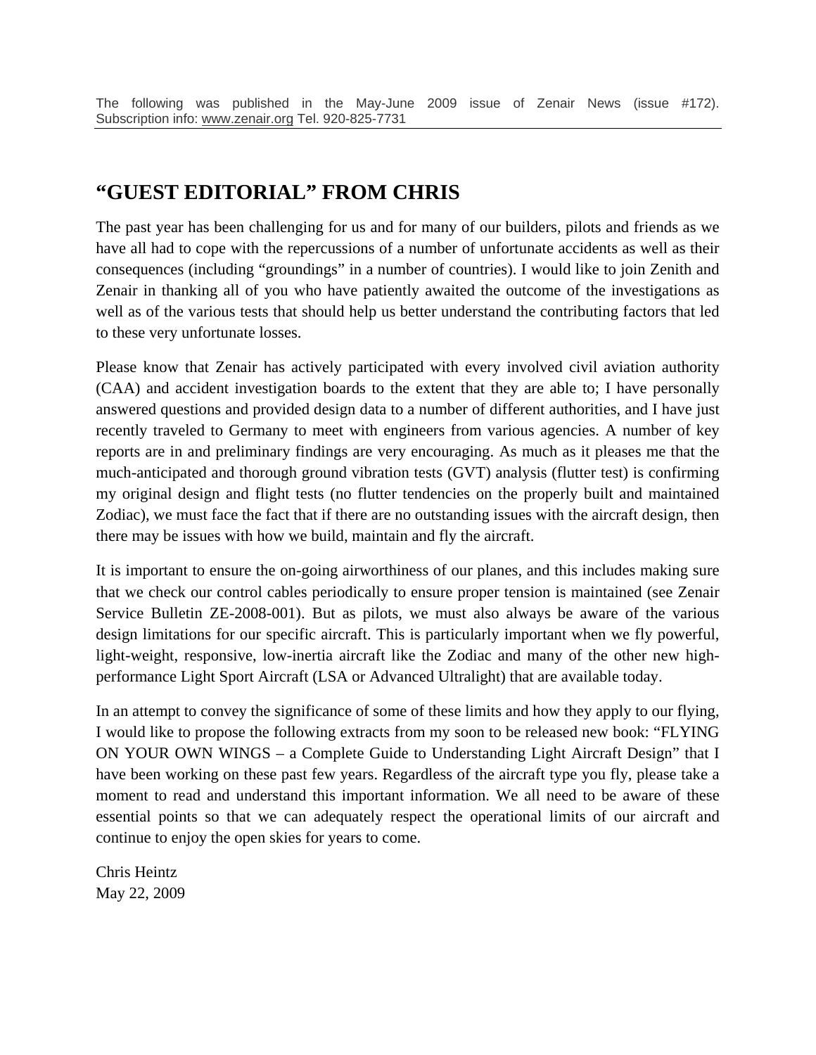The following was published in the May-June 2009 issue of Zenair News (issue #172). Subscription info: www.zenair.org Tel. 920-825-7731

## "GUEST EDITORIAL" FROM CHRIS

The past year has been challenging for us and for many of our builders, pilots and friends as we have all had to cope with the repercussions of a number of unfortunate accidents as well as their consequences (including "groundings" in a number of countries). I would like to join Zenith and Zenair in thanking all of you who have patiently awaited the outcome of the investigations as well as of the various tests that should help us better understand the contributing factors that led to these very unfortunate losses.

Please know that Zenair has actively participated with every involved civil aviation authority (CAA) and accident investigation boards to the extent that they are able to; I have personally answered questions and provided design data to a number of different authorities, and I have just recently traveled to Germany to meet with engineers from various agencies. A number of key reports are in and preliminary findings are very encouraging. As much as it pleases me that the much-anticipated and thorough ground vibration tests (GVT) analysis (flutter test) is confirming my original design and flight tests (no flutter tendencies on the properly built and maintained Zodiac), we must face the fact that if there are no outstanding issues with the aircraft design, then there may be issues with how we build, maintain and fly the aircraft.

It is important to ensure the on-going airworthiness of our planes, and this includes making sure that we check our control cables periodically to ensure proper tension is maintained (see Zenair Service Bulletin ZE-2008-001). But as pilots, we must also always be aware of the various design limitations for our specific aircraft. This is particularly important when we fly powerful, light-weight, responsive, low-inertia aircraft like the Zodiac and many of the other new high-performance Light Sport Aircraft (LSA or Advanced Ultralight) that are available today.

In an attempt to convey the significance of some of these limits and how they apply to our flying, I would like to propose the following extracts from my soon to be released new book: "FLYING ON YOUR OWN WINGS – a Complete Guide to Understanding Light Aircraft Design" that I have been working on these past few years. Regardless of the aircraft type you fly, please take a moment to read and understand this important information. We all need to be aware of these essential points so that we can adequately respect the operational limits of our aircraft and continue to enjoy the open skies for years to come.

Chris Heintz
May 22, 2009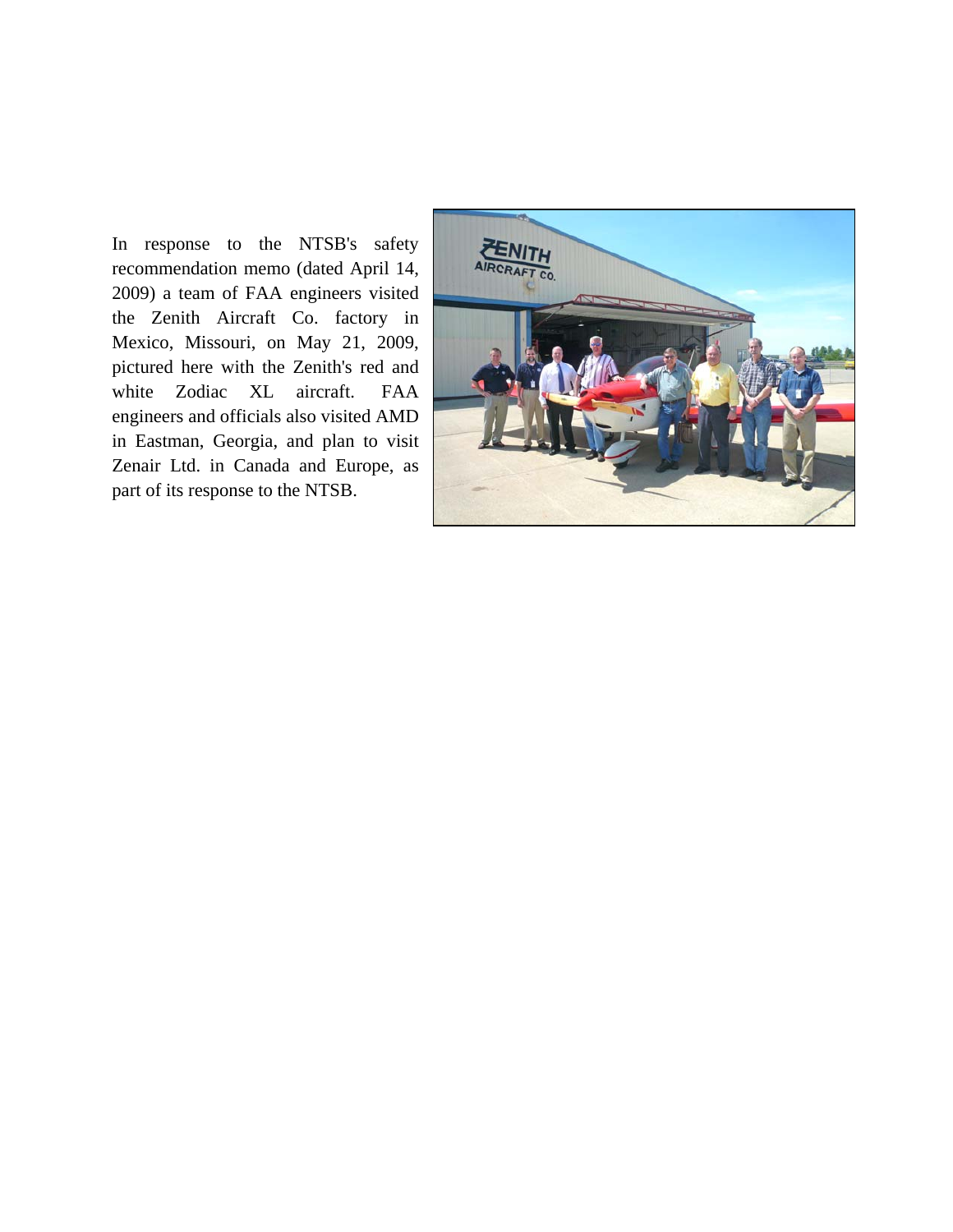In response to the NTSB's safety recommendation memo (dated April 14, 2009) a team of FAA engineers visited the Zenith Aircraft Co. factory in Mexico, Missouri, on May 21, 2009, pictured here with the Zenith's red and white Zodiac XL aircraft. FAA engineers and officials also visited AMD in Eastman, Georgia, and plan to visit Zenair Ltd. in Canada and Europe, as part of its response to the NTSB.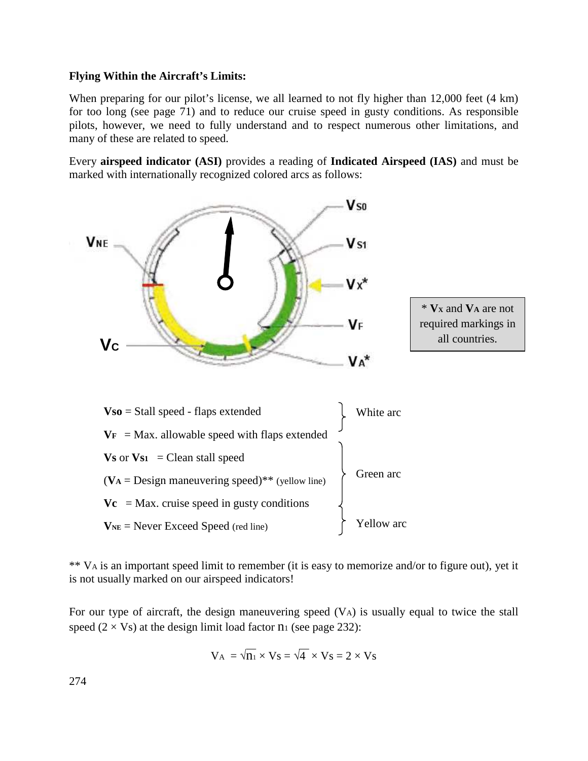**Flying Within the Aircraft's Limits:**

When preparing for our pilot's license, we all learned to not fly higher than 12,000 feet (4 km) for too long (see page 71) and to reduce our cruise speed in gusty conditions. As responsible pilots, however, we need to fully understand and to respect numerous other limitations, and many of these are related to speed.

Every **airspeed indicator (ASI)** provides a reading of **Indicated Airspeed (IAS)** and must be marked with internationally recognized colored arcs as follows:

\* $V_X$ and $V_A$ are not required markings in all countries.

| Speed | Arc |
| --- | --- |
| $V_{SO}$ = Stall speed - flaps extended | White arc |
| $V_F$ = Max. allowable speed with flaps extended | White arc / Green arc |
| $V_S$ or $V_{S1}$ = Clean stall speed | Green arc |
| ($V_A$ = Design maneuvering speed)** (yellow line) | Green arc |
| $V_C$ = Max. cruise speed in gusty conditions | Green arc / Yellow arc |
| $V_{NE}$ = Never Exceed Speed (red line) | Yellow arc |

** $V_A$ is an important speed limit to remember (it is easy to memorize and/or to figure out), yet it is not usually marked on our airspeed indicators!

For our type of aircraft, the design maneuvering speed ($V_A$) is usually equal to twice the stall speed ($2 \times V_S$) at the design limit load factor $n_1$ (see page 232):

$$V_A = \sqrt{n_1} \times V_S = \sqrt{4} \times V_S = 2 \times V_S$$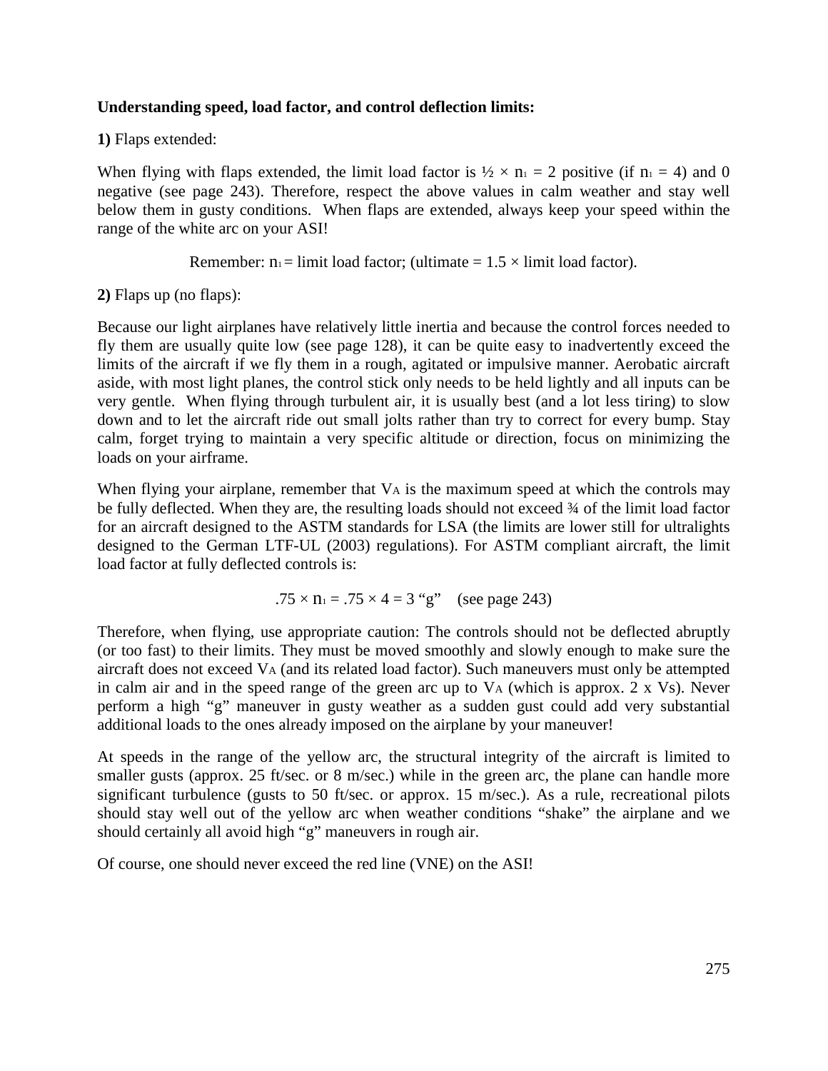**Understanding speed, load factor, and control deflection limits:**

**1)** Flaps extended:

When flying with flaps extended, the limit load factor is $\frac{1}{2} \times n_1 = 2$ positive (if $n_1 = 4$) and 0 negative (see page 243). Therefore, respect the above values in calm weather and stay well below them in gusty conditions. When flaps are extended, always keep your speed within the range of the white arc on your ASI!

Remember: $n_1$ = limit load factor; (ultimate = $1.5 \times$ limit load factor).

**2)** Flaps up (no flaps):

Because our light airplanes have relatively little inertia and because the control forces needed to fly them are usually quite low (see page 128), it can be quite easy to inadvertently exceed the limits of the aircraft if we fly them in a rough, agitated or impulsive manner. Aerobatic aircraft aside, with most light planes, the control stick only needs to be held lightly and all inputs can be very gentle. When flying through turbulent air, it is usually best (and a lot less tiring) to slow down and to let the aircraft ride out small jolts rather than try to correct for every bump. Stay calm, forget trying to maintain a very specific altitude or direction, focus on minimizing the loads on your airframe.

When flying your airplane, remember that $V_A$ is the maximum speed at which the controls may be fully deflected. When they are, the resulting loads should not exceed ¾ of the limit load factor for an aircraft designed to the ASTM standards for LSA (the limits are lower still for ultralights designed to the German LTF-UL (2003) regulations). For ASTM compliant aircraft, the limit load factor at fully deflected controls is:

$$.75 \times n_1 = .75 \times 4 = 3 \text{ “g”} \quad \text{(see page 243)}$$

Therefore, when flying, use appropriate caution: The controls should not be deflected abruptly (or too fast) to their limits. They must be moved smoothly and slowly enough to make sure the aircraft does not exceed $V_A$ (and its related load factor). Such maneuvers must only be attempted in calm air and in the speed range of the green arc up to $V_A$ (which is approx. 2 x Vs). Never perform a high “g” maneuver in gusty weather as a sudden gust could add very substantial additional loads to the ones already imposed on the airplane by your maneuver!

At speeds in the range of the yellow arc, the structural integrity of the aircraft is limited to smaller gusts (approx. 25 ft/sec. or 8 m/sec.) while in the green arc, the plane can handle more significant turbulence (gusts to 50 ft/sec. or approx. 15 m/sec.). As a rule, recreational pilots should stay well out of the yellow arc when weather conditions “shake” the airplane and we should certainly all avoid high “g” maneuvers in rough air.

Of course, one should never exceed the red line (VNE) on the ASI!